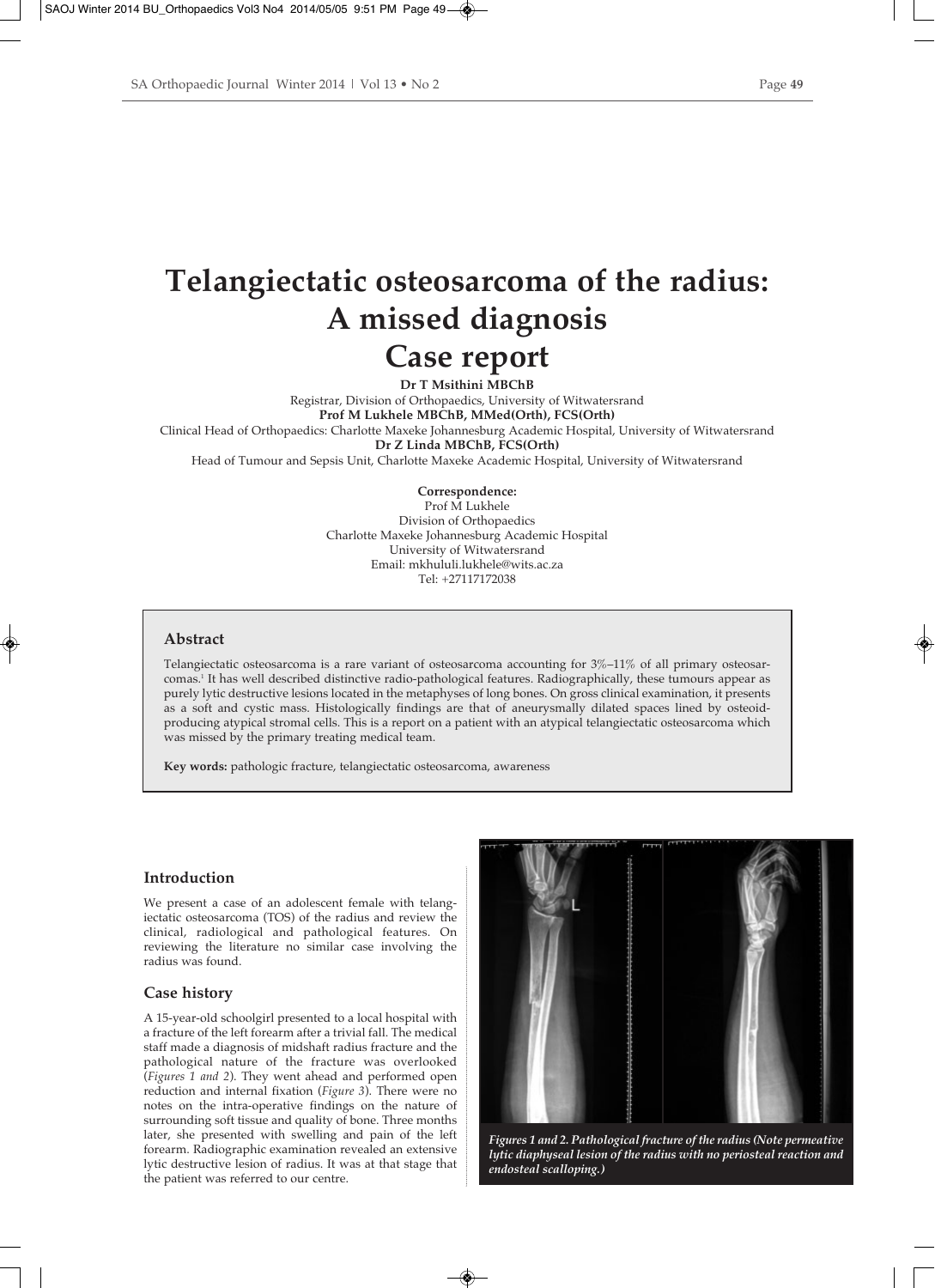# Telangiectatic osteosarcoma of the radius: A missed diagnosis

# Case report

**Dr T Msithini MBChB**
Registrar, Division of Orthopaedics, University of Witwatersrand
**Prof M Lukhele MBChB, MMed(Orth), FCS(Orth)**
Clinical Head of Orthopaedics: Charlotte Maxeke Johannesburg Academic Hospital, University of Witwatersrand
**Dr Z Linda MBChB, FCS(Orth)**
Head of Tumour and Sepsis Unit, Charlotte Maxeke Academic Hospital, University of Witwatersrand

**Correspondence:**
Prof M Lukhele
Division of Orthopaedics
Charlotte Maxeke Johannesburg Academic Hospital
University of Witwatersrand
Email: mkhululi.lukhele@wits.ac.za
Tel: +27117172038

## Abstract

Telangiectatic osteosarcoma is a rare variant of osteosarcoma accounting for 3%–11% of all primary osteosarcomas.[1] It has well described distinctive radio-pathological features. Radiographically, these tumours appear as purely lytic destructive lesions located in the metaphyses of long bones. On gross clinical examination, it presents as a soft and cystic mass. Histologically findings are that of aneurysmally dilated spaces lined by osteoid-producing atypical stromal cells. This is a report on a patient with an atypical telangiectatic osteosarcoma which was missed by the primary treating medical team.

**Key words:** pathologic fracture, telangiectatic osteosarcoma, awareness

## Introduction

We present a case of an adolescent female with telangiectatic osteosarcoma (TOS) of the radius and review the clinical, radiological and pathological features. On reviewing the literature no similar case involving the radius was found.

## Case history

A 15-year-old schoolgirl presented to a local hospital with a fracture of the left forearm after a trivial fall. The medical staff made a diagnosis of midshaft radius fracture and the pathological nature of the fracture was overlooked (*Figures 1 and 2*). They went ahead and performed open reduction and internal fixation (*Figure 3*). There were no notes on the intra-operative findings on the nature of surrounding soft tissue and quality of bone. Three months later, she presented with swelling and pain of the left forearm. Radiographic examination revealed an extensive lytic destructive lesion of radius. It was at that stage that the patient was referred to our centre.

***Figures 1 and 2. Pathological fracture of the radius (Note permeative lytic diaphyseal lesion of the radius with no periosteal reaction and endosteal scalloping.)***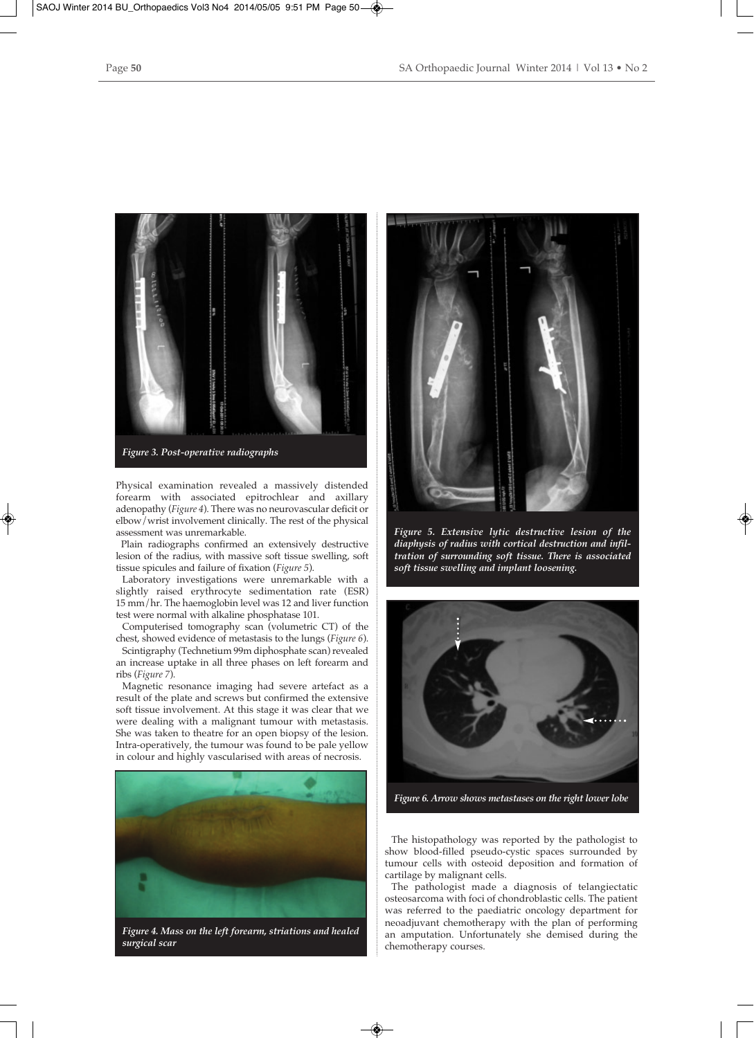Figure 3. Post-operative radiographs

Physical examination revealed a massively distended forearm with associated epitrochlear and axillary adenopathy (*Figure 4*). There was no neurovascular deficit or elbow/wrist involvement clinically. The rest of the physical assessment was unremarkable.

Plain radiographs confirmed an extensively destructive lesion of the radius, with massive soft tissue swelling, soft tissue spicules and failure of fixation (*Figure 5*).

Laboratory investigations were unremarkable with a slightly raised erythrocyte sedimentation rate (ESR) 15 mm/hr. The haemoglobin level was 12 and liver function test were normal with alkaline phosphatase 101.

Computerised tomography scan (volumetric CT) of the chest, showed evidence of metastasis to the lungs (*Figure 6*).

Scintigraphy (Technetium 99m diphosphate scan) revealed an increase uptake in all three phases on left forearm and ribs (*Figure 7*).

Magnetic resonance imaging had severe artefact as a result of the plate and screws but confirmed the extensive soft tissue involvement. At this stage it was clear that we were dealing with a malignant tumour with metastasis. She was taken to theatre for an open biopsy of the lesion. Intra-operatively, the tumour was found to be pale yellow in colour and highly vascularised with areas of necrosis.

Figure 4. Mass on the left forearm, striations and healed surgical scar

Figure 5. Extensive lytic destructive lesion of the diaphysis of radius with cortical destruction and infiltration of surrounding soft tissue. There is associated soft tissue swelling and implant loosening.

Figure 6. Arrow shows metastases on the right lower lobe

The histopathology was reported by the pathologist to show blood-filled pseudo-cystic spaces surrounded by tumour cells with osteoid deposition and formation of cartilage by malignant cells.

The pathologist made a diagnosis of telangiectatic osteosarcoma with foci of chondroblastic cells. The patient was referred to the paediatric oncology department for neoadjuvant chemotherapy with the plan of performing an amputation. Unfortunately she demised during the chemotherapy courses.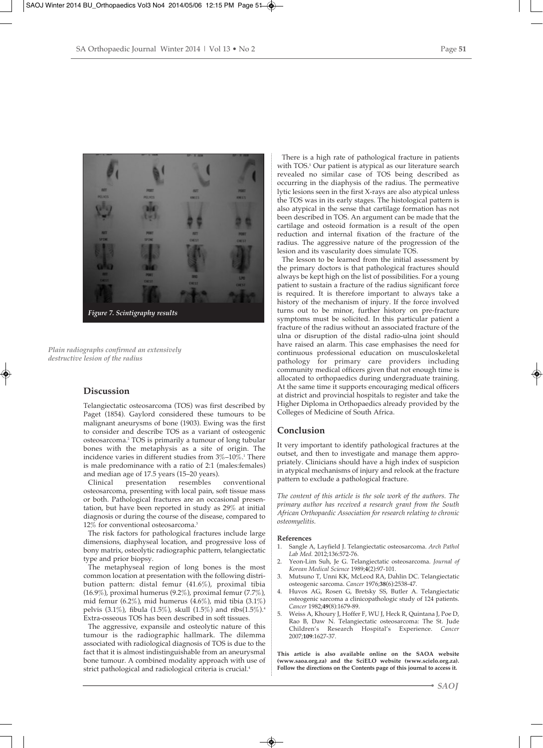*Figure 7. Scintigraphy results*

*Plain radiographs confirmed an extensively destructive lesion of the radius*

## Discussion

Telangiectatic osteosarcoma (TOS) was first described by Paget (1854). Gaylord considered these tumours to be malignant aneurysms of bone (1903). Ewing was the first to consider and describe TOS as a variant of osteogenic osteosarcoma.[2] TOS is primarily a tumour of long tubular bones with the metaphysis as a site of origin. The incidence varies in different studies from 3%–10%.[1] There is male predominance with a ratio of 2:1 (males:females) and median age of 17.5 years (15–20 years).

Clinical presentation resembles conventional osteosarcoma, presenting with local pain, soft tissue mass or both. Pathological fractures are an occasional presentation, but have been reported in study as 29% at initial diagnosis or during the course of the disease, compared to 12% for conventional osteosarcoma.[3]

The risk factors for pathological fractures include large dimensions, diaphyseal location, and progressive loss of bony matrix, osteolytic radiographic pattern, telangiectatic type and prior biopsy.

The metaphyseal region of long bones is the most common location at presentation with the following distribution pattern: distal femur (41.6%), proximal tibia (16.9%), proximal humerus (9.2%), proximal femur (7.7%), mid femur (6.2%), mid humerus (4.6%), mid tibia (3.1%) pelvis (3.1%), fibula (1.5%), skull (1.5%) and ribs(1.5%).[4] Extra-osseous TOS has been described in soft tissues.

The aggressive, expansile and osteolytic nature of this tumour is the radiographic hallmark. The dilemma associated with radiological diagnosis of TOS is due to the fact that it is almost indistinguishable from an aneurysmal bone tumour. A combined modality approach with use of strict pathological and radiological criteria is crucial.[4]

There is a high rate of pathological fracture in patients with TOS.[5] Our patient is atypical as our literature search revealed no similar case of TOS being described as occurring in the diaphysis of the radius. The permeative lytic lesions seen in the first X-rays are also atypical unless the TOS was in its early stages. The histological pattern is also atypical in the sense that cartilage formation has not been described in TOS. An argument can be made that the cartilage and osteoid formation is a result of the open reduction and internal fixation of the fracture of the radius. The aggressive nature of the progression of the lesion and its vascularity does simulate TOS.

The lesson to be learned from the initial assessment by the primary doctors is that pathological fractures should always be kept high on the list of possibilities. For a young patient to sustain a fracture of the radius significant force is required. It is therefore important to always take a history of the mechanism of injury. If the force involved turns out to be minor, further history on pre-fracture symptoms must be solicited. In this particular patient a fracture of the radius without an associated fracture of the ulna or disruption of the distal radio-ulna joint should have raised an alarm. This case emphasises the need for continuous professional education on musculoskeletal pathology for primary care providers including community medical officers given that not enough time is allocated to orthopaedics during undergraduate training. At the same time it supports encouraging medical officers at district and provincial hospitals to register and take the Higher Diploma in Orthopaedics already provided by the Colleges of Medicine of South Africa.

## Conclusion

It very important to identify pathological fractures at the outset, and then to investigate and manage them appropriately. Clinicians should have a high index of suspicion in atypical mechanisms of injury and relook at the fracture pattern to exclude a pathological fracture.

*The content of this article is the sole work of the authors. The primary author has received a research grant from the South African Orthopaedic Association for research relating to chronic osteomyelitis.*

#### References

1. Sangle A, Layfield J. Telangiectatic osteosarcoma. *Arch Pathol Lab Med.* 2012;136:572-76.
2. Yeon-Lim Suh, Je G. Telangiectatic osteosarcoma. *Journal of Korean Medical Science* 1989;**4**(2):97-101.
3. Mutsuno T, Unni KK, McLeod RA, Dahlin DC. Telangiectatic osteogenic sarcoma. *Cancer* 1976;**38**(6):2538-47.
4. Huvos AG, Rosen G, Bretsky SS, Butler A. Telangiectatic osteogenic sarcoma a clinicopathologic study of 124 patients. *Cancer* 1982;**49**(8):1679-89.
5. Weiss A, Khoury J, Hoffer F, WU J, Heck R, Quintana J, Poe D, Rao B, Daw N. Telangiectatic osteosarcoma: The St. Jude Children's Research Hospital's Experience. *Cancer* 2007;**109**:1627-37.

**This article is also available online on the SAOA website (www.saoa.org.za) and the SciELO website (www.scielo.org.za). Follow the directions on the Contents page of this journal to access it.**